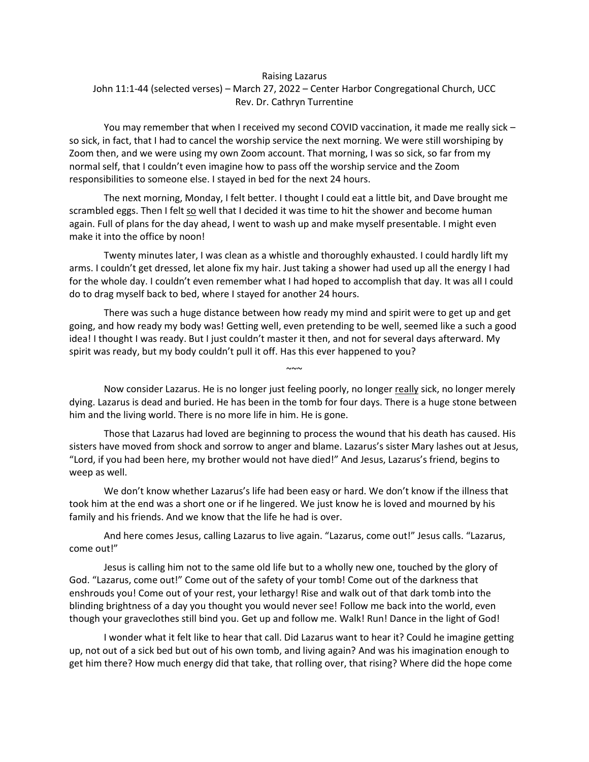# Raising Lazarus

John 11:1-44 (selected verses) – March 27, 2022 – Center Harbor Congregational Church, UCC

Rev. Dr. Cathryn Turrentine

You may remember that when I received my second COVID vaccination, it made me really sick – so sick, in fact, that I had to cancel the worship service the next morning. We were still worshiping by Zoom then, and we were using my own Zoom account. That morning, I was so sick, so far from my normal self, that I couldn't even imagine how to pass off the worship service and the Zoom responsibilities to someone else. I stayed in bed for the next 24 hours.

The next morning, Monday, I felt better. I thought I could eat a little bit, and Dave brought me scrambled eggs. Then I felt <u>so</u> well that I decided it was time to hit the shower and become human again. Full of plans for the day ahead, I went to wash up and make myself presentable. I might even make it into the office by noon!

Twenty minutes later, I was clean as a whistle and thoroughly exhausted. I could hardly lift my arms. I couldn't get dressed, let alone fix my hair. Just taking a shower had used up all the energy I had for the whole day. I couldn't even remember what I had hoped to accomplish that day. It was all I could do to drag myself back to bed, where I stayed for another 24 hours.

There was such a huge distance between how ready my mind and spirit were to get up and get going, and how ready my body was! Getting well, even pretending to be well, seemed like a such a good idea! I thought I was ready. But I just couldn't master it then, and not for several days afterward. My spirit was ready, but my body couldn't pull it off. Has this ever happened to you?

~~~

Now consider Lazarus. He is no longer just feeling poorly, no longer <u>really</u> sick, no longer merely dying. Lazarus is dead and buried. He has been in the tomb for four days. There is a huge stone between him and the living world. There is no more life in him. He is gone.

Those that Lazarus had loved are beginning to process the wound that his death has caused. His sisters have moved from shock and sorrow to anger and blame. Lazarus's sister Mary lashes out at Jesus, "Lord, if you had been here, my brother would not have died!" And Jesus, Lazarus's friend, begins to weep as well.

We don't know whether Lazarus's life had been easy or hard. We don't know if the illness that took him at the end was a short one or if he lingered. We just know he is loved and mourned by his family and his friends. And we know that the life he had is over.

And here comes Jesus, calling Lazarus to live again. "Lazarus, come out!" Jesus calls. "Lazarus, come out!"

Jesus is calling him not to the same old life but to a wholly new one, touched by the glory of God. "Lazarus, come out!" Come out of the safety of your tomb! Come out of the darkness that enshrouds you! Come out of your rest, your lethargy! Rise and walk out of that dark tomb into the blinding brightness of a day you thought you would never see! Follow me back into the world, even though your graveclothes still bind you. Get up and follow me. Walk! Run! Dance in the light of God!

I wonder what it felt like to hear that call. Did Lazarus want to hear it? Could he imagine getting up, not out of a sick bed but out of his own tomb, and living again? And was his imagination enough to get him there? How much energy did that take, that rolling over, that rising? Where did the hope come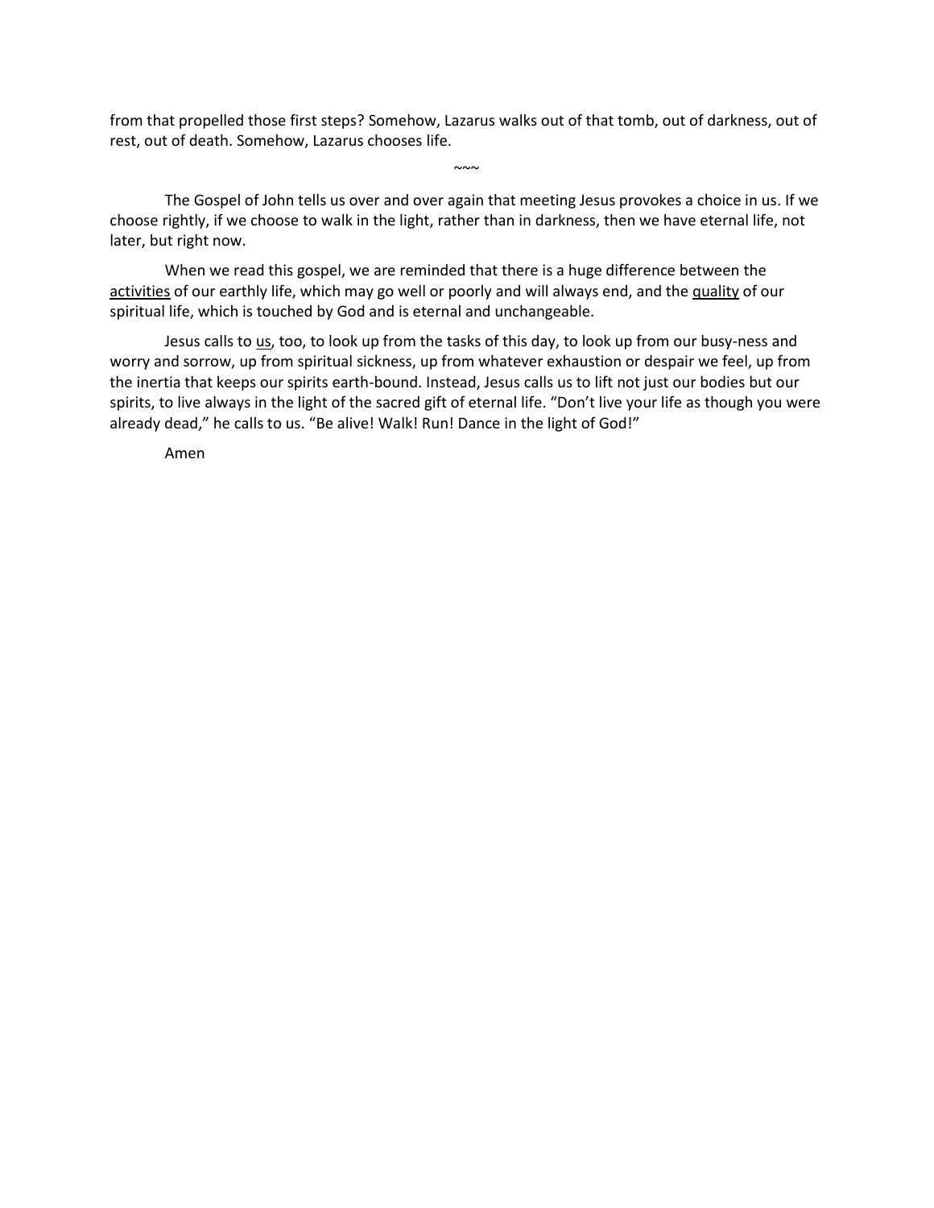from that propelled those first steps? Somehow, Lazarus walks out of that tomb, out of darkness, out of rest, out of death. Somehow, Lazarus chooses life.

~~~

The Gospel of John tells us over and over again that meeting Jesus provokes a choice in us. If we choose rightly, if we choose to walk in the light, rather than in darkness, then we have eternal life, not later, but right now.

When we read this gospel, we are reminded that there is a huge difference between the <u>activities</u> of our earthly life, which may go well or poorly and will always end, and the <u>quality</u> of our spiritual life, which is touched by God and is eternal and unchangeable.

Jesus calls to <u>us</u>, too, to look up from the tasks of this day, to look up from our busy-ness and worry and sorrow, up from spiritual sickness, up from whatever exhaustion or despair we feel, up from the inertia that keeps our spirits earth-bound. Instead, Jesus calls us to lift not just our bodies but our spirits, to live always in the light of the sacred gift of eternal life. "Don't live your life as though you were already dead," he calls to us. "Be alive! Walk! Run! Dance in the light of God!"

Amen